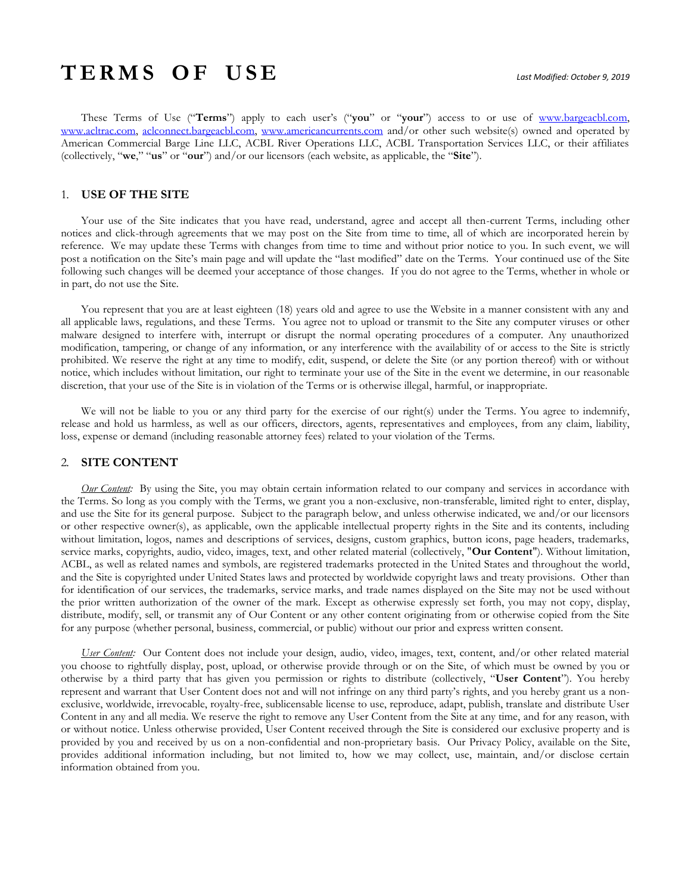# TERMS OF USE

*Last Modified: October 9, 2019*

These Terms of Use ("**Terms**") apply to each user's ("**you**" or "**your**") access to or use of www.bargeacbl.com, www.acltrac.com, aclconnect.bargeacbl.com, www.americancurrents.com and/or other such website(s) owned and operated by American Commercial Barge Line LLC, ACBL River Operations LLC, ACBL Transportation Services LLC, or their affiliates (collectively, "**we**," "**us**" or "**our**") and/or our licensors (each website, as applicable, the "**Site**").

## 1. USE OF THE SITE

Your use of the Site indicates that you have read, understand, agree and accept all then-current Terms, including other notices and click-through agreements that we may post on the Site from time to time, all of which are incorporated herein by reference. We may update these Terms with changes from time to time and without prior notice to you. In such event, we will post a notification on the Site's main page and will update the "last modified" date on the Terms. Your continued use of the Site following such changes will be deemed your acceptance of those changes. If you do not agree to the Terms, whether in whole or in part, do not use the Site.

You represent that you are at least eighteen (18) years old and agree to use the Website in a manner consistent with any and all applicable laws, regulations, and these Terms. You agree not to upload or transmit to the Site any computer viruses or other malware designed to interfere with, interrupt or disrupt the normal operating procedures of a computer. Any unauthorized modification, tampering, or change of any information, or any interference with the availability of or access to the Site is strictly prohibited. We reserve the right at any time to modify, edit, suspend, or delete the Site (or any portion thereof) with or without notice, which includes without limitation, our right to terminate your use of the Site in the event we determine, in our reasonable discretion, that your use of the Site is in violation of the Terms or is otherwise illegal, harmful, or inappropriate.

We will not be liable to you or any third party for the exercise of our right(s) under the Terms. You agree to indemnify, release and hold us harmless, as well as our officers, directors, agents, representatives and employees, from any claim, liability, loss, expense or demand (including reasonable attorney fees) related to your violation of the Terms.

## 2. SITE CONTENT

*Our Content:* By using the Site, you may obtain certain information related to our company and services in accordance with the Terms. So long as you comply with the Terms, we grant you a non-exclusive, non-transferable, limited right to enter, display, and use the Site for its general purpose. Subject to the paragraph below, and unless otherwise indicated, we and/or our licensors or other respective owner(s), as applicable, own the applicable intellectual property rights in the Site and its contents, including without limitation, logos, names and descriptions of services, designs, custom graphics, button icons, page headers, trademarks, service marks, copyrights, audio, video, images, text, and other related material (collectively, "**Our Content**"). Without limitation, ACBL, as well as related names and symbols, are registered trademarks protected in the United States and throughout the world, and the Site is copyrighted under United States laws and protected by worldwide copyright laws and treaty provisions. Other than for identification of our services, the trademarks, service marks, and trade names displayed on the Site may not be used without the prior written authorization of the owner of the mark. Except as otherwise expressly set forth, you may not copy, display, distribute, modify, sell, or transmit any of Our Content or any other content originating from or otherwise copied from the Site for any purpose (whether personal, business, commercial, or public) without our prior and express written consent.

*User Content:* Our Content does not include your design, audio, video, images, text, content, and/or other related material you choose to rightfully display, post, upload, or otherwise provide through or on the Site, of which must be owned by you or otherwise by a third party that has given you permission or rights to distribute (collectively, "**User Content**"). You hereby represent and warrant that User Content does not and will not infringe on any third party's rights, and you hereby grant us a non-exclusive, worldwide, irrevocable, royalty-free, sublicensable license to use, reproduce, adapt, publish, translate and distribute User Content in any and all media. We reserve the right to remove any User Content from the Site at any time, and for any reason, with or without notice. Unless otherwise provided, User Content received through the Site is considered our exclusive property and is provided by you and received by us on a non-confidential and non-proprietary basis. Our Privacy Policy, available on the Site, provides additional information including, but not limited to, how we may collect, use, maintain, and/or disclose certain information obtained from you.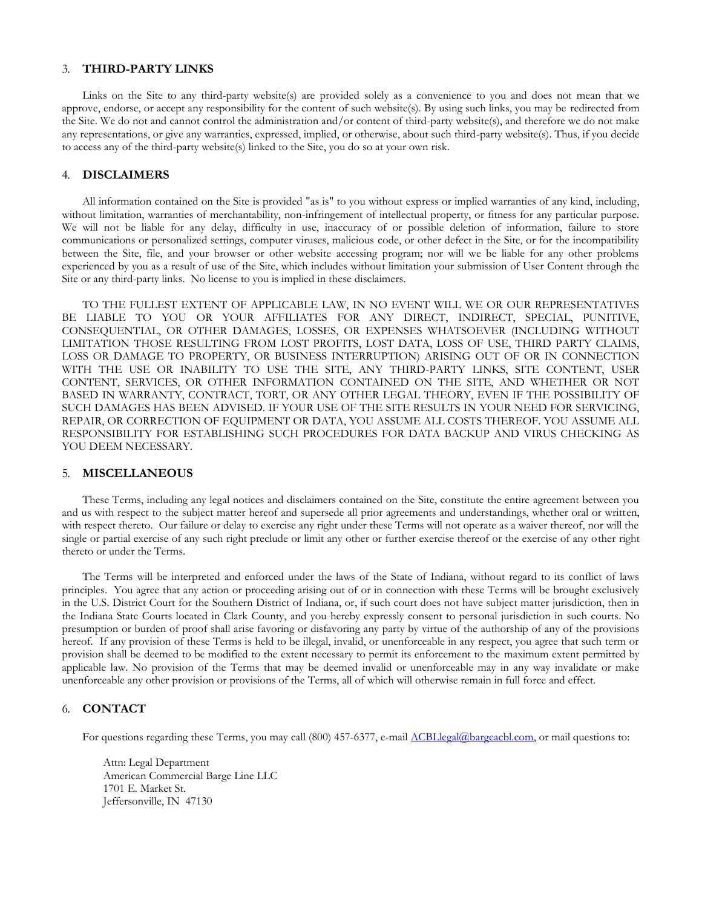## 3. THIRD-PARTY LINKS

Links on the Site to any third-party website(s) are provided solely as a convenience to you and does not mean that we approve, endorse, or accept any responsibility for the content of such website(s). By using such links, you may be redirected from the Site. We do not and cannot control the administration and/or content of third-party website(s), and therefore we do not make any representations, or give any warranties, expressed, implied, or otherwise, about such third-party website(s). Thus, if you decide to access any of the third-party website(s) linked to the Site, you do so at your own risk.

## 4. DISCLAIMERS

All information contained on the Site is provided "as is" to you without express or implied warranties of any kind, including, without limitation, warranties of merchantability, non-infringement of intellectual property, or fitness for any particular purpose. We will not be liable for any delay, difficulty in use, inaccuracy of or possible deletion of information, failure to store communications or personalized settings, computer viruses, malicious code, or other defect in the Site, or for the incompatibility between the Site, file, and your browser or other website accessing program; nor will we be liable for any other problems experienced by you as a result of use of the Site, which includes without limitation your submission of User Content through the Site or any third-party links. No license to you is implied in these disclaimers.

TO THE FULLEST EXTENT OF APPLICABLE LAW, IN NO EVENT WILL WE OR OUR REPRESENTATIVES BE LIABLE TO YOU OR YOUR AFFILIATES FOR ANY DIRECT, INDIRECT, SPECIAL, PUNITIVE, CONSEQUENTIAL, OR OTHER DAMAGES, LOSSES, OR EXPENSES WHATSOEVER (INCLUDING WITHOUT LIMITATION THOSE RESULTING FROM LOST PROFITS, LOST DATA, LOSS OF USE, THIRD PARTY CLAIMS, LOSS OR DAMAGE TO PROPERTY, OR BUSINESS INTERRUPTION) ARISING OUT OF OR IN CONNECTION WITH THE USE OR INABILITY TO USE THE SITE, ANY THIRD-PARTY LINKS, SITE CONTENT, USER CONTENT, SERVICES, OR OTHER INFORMATION CONTAINED ON THE SITE, AND WHETHER OR NOT BASED IN WARRANTY, CONTRACT, TORT, OR ANY OTHER LEGAL THEORY, EVEN IF THE POSSIBILITY OF SUCH DAMAGES HAS BEEN ADVISED. IF YOUR USE OF THE SITE RESULTS IN YOUR NEED FOR SERVICING, REPAIR, OR CORRECTION OF EQUIPMENT OR DATA, YOU ASSUME ALL COSTS THEREOF. YOU ASSUME ALL RESPONSIBILITY FOR ESTABLISHING SUCH PROCEDURES FOR DATA BACKUP AND VIRUS CHECKING AS YOU DEEM NECESSARY.

## 5. MISCELLANEOUS

These Terms, including any legal notices and disclaimers contained on the Site, constitute the entire agreement between you and us with respect to the subject matter hereof and supersede all prior agreements and understandings, whether oral or written, with respect thereto. Our failure or delay to exercise any right under these Terms will not operate as a waiver thereof, nor will the single or partial exercise of any such right preclude or limit any other or further exercise thereof or the exercise of any other right thereto or under the Terms.

The Terms will be interpreted and enforced under the laws of the State of Indiana, without regard to its conflict of laws principles. You agree that any action or proceeding arising out of or in connection with these Terms will be brought exclusively in the U.S. District Court for the Southern District of Indiana, or, if such court does not have subject matter jurisdiction, then in the Indiana State Courts located in Clark County, and you hereby expressly consent to personal jurisdiction in such courts. No presumption or burden of proof shall arise favoring or disfavoring any party by virtue of the authorship of any of the provisions hereof. If any provision of these Terms is held to be illegal, invalid, or unenforceable in any respect, you agree that such term or provision shall be deemed to be modified to the extent necessary to permit its enforcement to the maximum extent permitted by applicable law. No provision of the Terms that may be deemed invalid or unenforceable may in any way invalidate or make unenforceable any other provision or provisions of the Terms, all of which will otherwise remain in full force and effect.

## 6. CONTACT

For questions regarding these Terms, you may call (800) 457-6377, e-mail ACBLlegal@bargeacbl.com, or mail questions to:

Attn: Legal Department
American Commercial Barge Line LLC
1701 E. Market St.
Jeffersonville, IN 47130